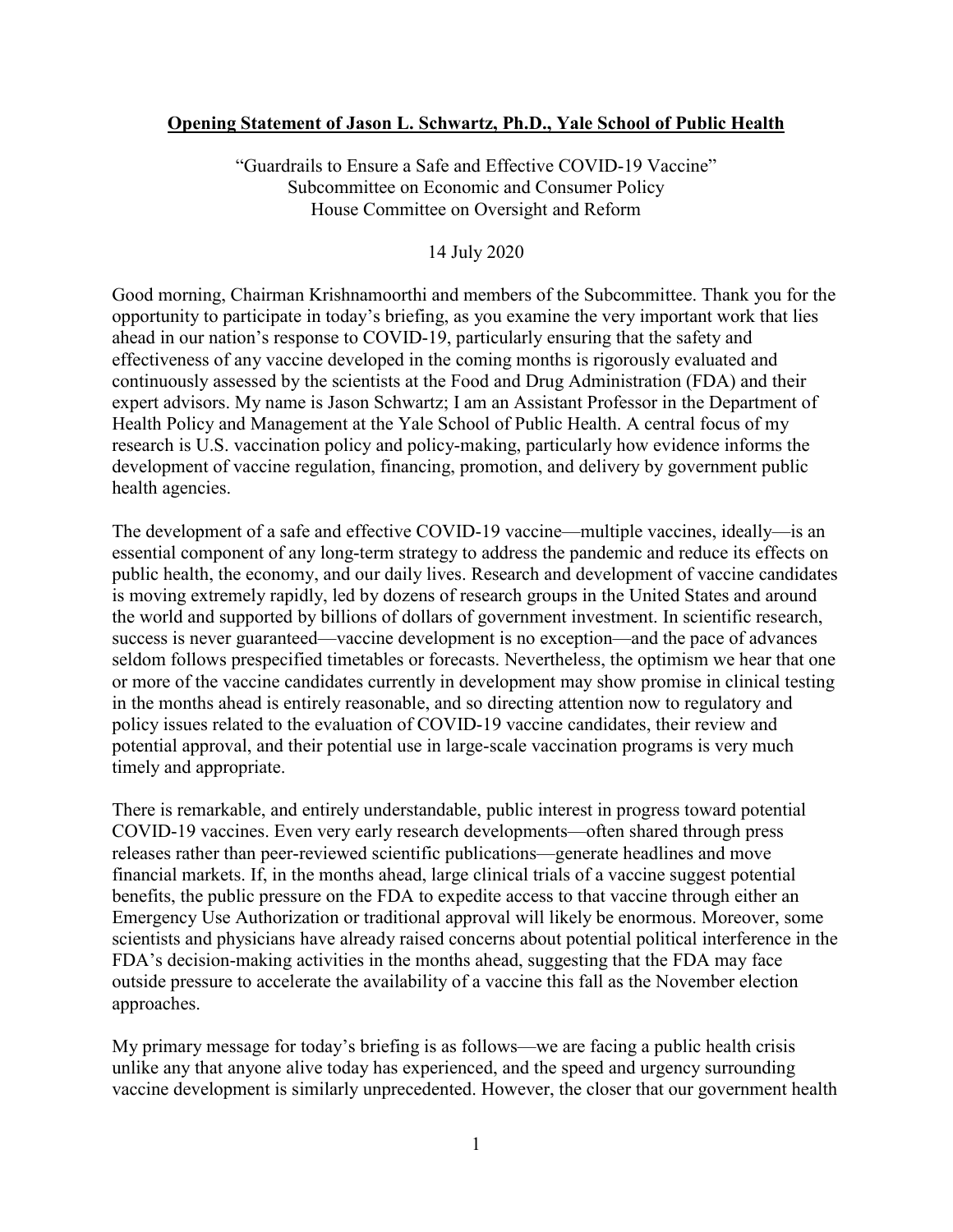# Opening Statement of Jason L. Schwartz, Ph.D., Yale School of Public Health

"Guardrails to Ensure a Safe and Effective COVID-19 Vaccine"
Subcommittee on Economic and Consumer Policy
House Committee on Oversight and Reform

14 July 2020

Good morning, Chairman Krishnamoorthi and members of the Subcommittee. Thank you for the opportunity to participate in today's briefing, as you examine the very important work that lies ahead in our nation's response to COVID-19, particularly ensuring that the safety and effectiveness of any vaccine developed in the coming months is rigorously evaluated and continuously assessed by the scientists at the Food and Drug Administration (FDA) and their expert advisors. My name is Jason Schwartz; I am an Assistant Professor in the Department of Health Policy and Management at the Yale School of Public Health. A central focus of my research is U.S. vaccination policy and policy-making, particularly how evidence informs the development of vaccine regulation, financing, promotion, and delivery by government public health agencies.

The development of a safe and effective COVID-19 vaccine—multiple vaccines, ideally—is an essential component of any long-term strategy to address the pandemic and reduce its effects on public health, the economy, and our daily lives. Research and development of vaccine candidates is moving extremely rapidly, led by dozens of research groups in the United States and around the world and supported by billions of dollars of government investment. In scientific research, success is never guaranteed—vaccine development is no exception—and the pace of advances seldom follows prespecified timetables or forecasts. Nevertheless, the optimism we hear that one or more of the vaccine candidates currently in development may show promise in clinical testing in the months ahead is entirely reasonable, and so directing attention now to regulatory and policy issues related to the evaluation of COVID-19 vaccine candidates, their review and potential approval, and their potential use in large-scale vaccination programs is very much timely and appropriate.

There is remarkable, and entirely understandable, public interest in progress toward potential COVID-19 vaccines. Even very early research developments—often shared through press releases rather than peer-reviewed scientific publications—generate headlines and move financial markets. If, in the months ahead, large clinical trials of a vaccine suggest potential benefits, the public pressure on the FDA to expedite access to that vaccine through either an Emergency Use Authorization or traditional approval will likely be enormous. Moreover, some scientists and physicians have already raised concerns about potential political interference in the FDA's decision-making activities in the months ahead, suggesting that the FDA may face outside pressure to accelerate the availability of a vaccine this fall as the November election approaches.

My primary message for today's briefing is as follows—we are facing a public health crisis unlike any that anyone alive today has experienced, and the speed and urgency surrounding vaccine development is similarly unprecedented. However, the closer that our government health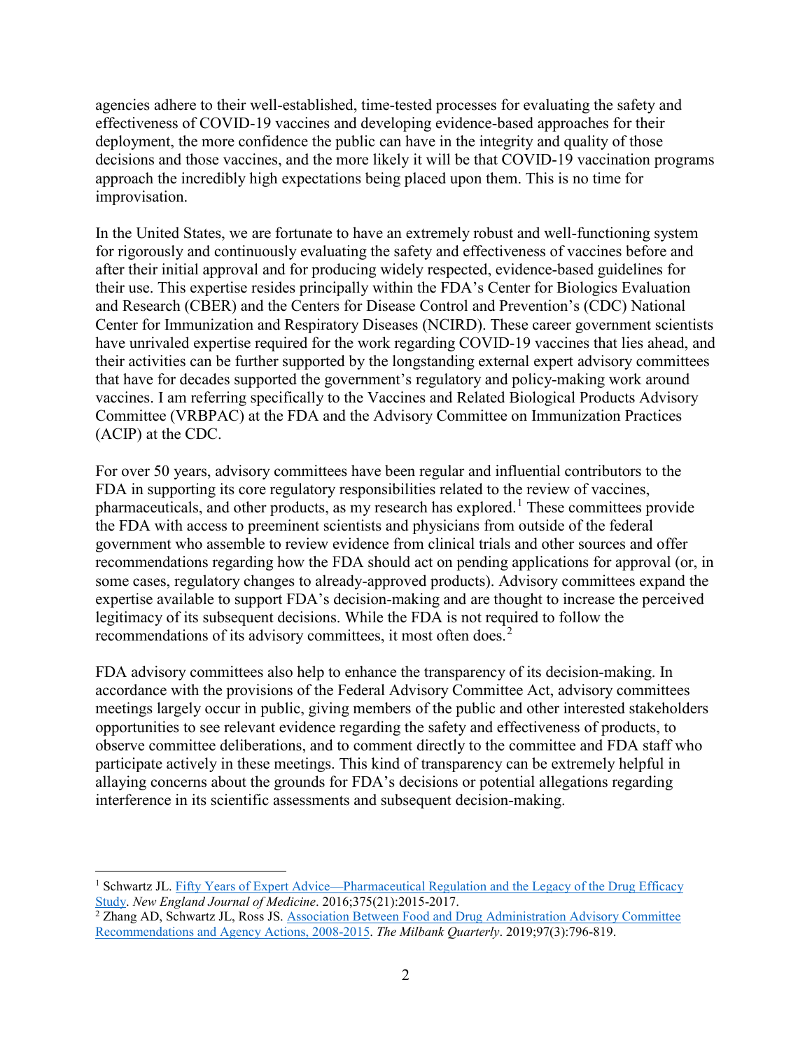agencies adhere to their well-established, time-tested processes for evaluating the safety and effectiveness of COVID-19 vaccines and developing evidence-based approaches for their deployment, the more confidence the public can have in the integrity and quality of those decisions and those vaccines, and the more likely it will be that COVID-19 vaccination programs approach the incredibly high expectations being placed upon them. This is no time for improvisation.

In the United States, we are fortunate to have an extremely robust and well-functioning system for rigorously and continuously evaluating the safety and effectiveness of vaccines before and after their initial approval and for producing widely respected, evidence-based guidelines for their use. This expertise resides principally within the FDA's Center for Biologics Evaluation and Research (CBER) and the Centers for Disease Control and Prevention's (CDC) National Center for Immunization and Respiratory Diseases (NCIRD). These career government scientists have unrivaled expertise required for the work regarding COVID-19 vaccines that lies ahead, and their activities can be further supported by the longstanding external expert advisory committees that have for decades supported the government's regulatory and policy-making work around vaccines. I am referring specifically to the Vaccines and Related Biological Products Advisory Committee (VRBPAC) at the FDA and the Advisory Committee on Immunization Practices (ACIP) at the CDC.

For over 50 years, advisory committees have been regular and influential contributors to the FDA in supporting its core regulatory responsibilities related to the review of vaccines, pharmaceuticals, and other products, as my research has explored.[1] These committees provide the FDA with access to preeminent scientists and physicians from outside of the federal government who assemble to review evidence from clinical trials and other sources and offer recommendations regarding how the FDA should act on pending applications for approval (or, in some cases, regulatory changes to already-approved products). Advisory committees expand the expertise available to support FDA's decision-making and are thought to increase the perceived legitimacy of its subsequent decisions. While the FDA is not required to follow the recommendations of its advisory committees, it most often does.[2]

FDA advisory committees also help to enhance the transparency of its decision-making. In accordance with the provisions of the Federal Advisory Committee Act, advisory committees meetings largely occur in public, giving members of the public and other interested stakeholders opportunities to see relevant evidence regarding the safety and effectiveness of products, to observe committee deliberations, and to comment directly to the committee and FDA staff who participate actively in these meetings. This kind of transparency can be extremely helpful in allaying concerns about the grounds for FDA's decisions or potential allegations regarding interference in its scientific assessments and subsequent decision-making.

---

[1] Schwartz JL. Fifty Years of Expert Advice—Pharmaceutical Regulation and the Legacy of the Drug Efficacy Study. *New England Journal of Medicine*. 2016;375(21):2015-2017.

[2] Zhang AD, Schwartz JL, Ross JS. Association Between Food and Drug Administration Advisory Committee Recommendations and Agency Actions, 2008-2015. *The Milbank Quarterly*. 2019;97(3):796-819.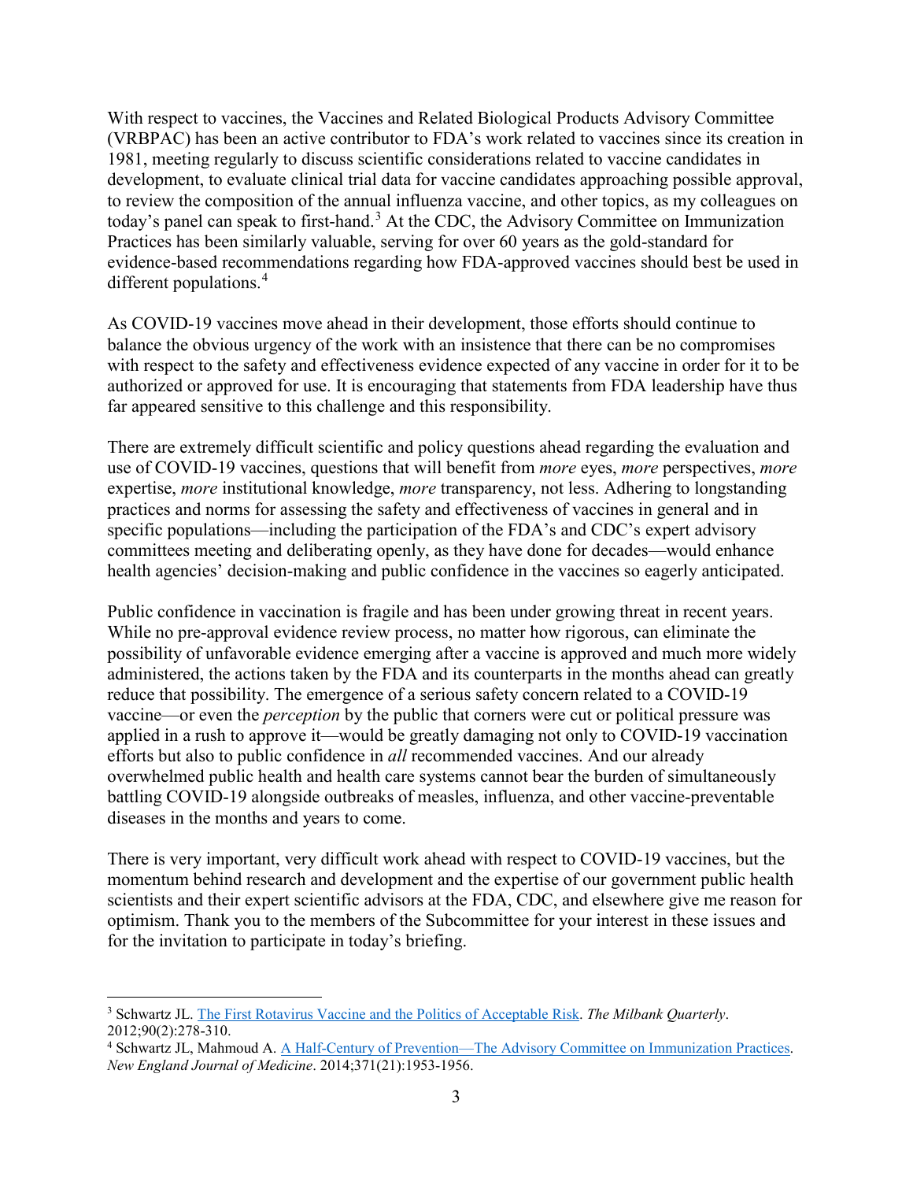With respect to vaccines, the Vaccines and Related Biological Products Advisory Committee (VRBPAC) has been an active contributor to FDA's work related to vaccines since its creation in 1981, meeting regularly to discuss scientific considerations related to vaccine candidates in development, to evaluate clinical trial data for vaccine candidates approaching possible approval, to review the composition of the annual influenza vaccine, and other topics, as my colleagues on today's panel can speak to first-hand.[3] At the CDC, the Advisory Committee on Immunization Practices has been similarly valuable, serving for over 60 years as the gold-standard for evidence-based recommendations regarding how FDA-approved vaccines should best be used in different populations.[4]

As COVID-19 vaccines move ahead in their development, those efforts should continue to balance the obvious urgency of the work with an insistence that there can be no compromises with respect to the safety and effectiveness evidence expected of any vaccine in order for it to be authorized or approved for use. It is encouraging that statements from FDA leadership have thus far appeared sensitive to this challenge and this responsibility.

There are extremely difficult scientific and policy questions ahead regarding the evaluation and use of COVID-19 vaccines, questions that will benefit from *more* eyes, *more* perspectives, *more* expertise, *more* institutional knowledge, *more* transparency, not less. Adhering to longstanding practices and norms for assessing the safety and effectiveness of vaccines in general and in specific populations—including the participation of the FDA's and CDC's expert advisory committees meeting and deliberating openly, as they have done for decades—would enhance health agencies' decision-making and public confidence in the vaccines so eagerly anticipated.

Public confidence in vaccination is fragile and has been under growing threat in recent years. While no pre-approval evidence review process, no matter how rigorous, can eliminate the possibility of unfavorable evidence emerging after a vaccine is approved and much more widely administered, the actions taken by the FDA and its counterparts in the months ahead can greatly reduce that possibility. The emergence of a serious safety concern related to a COVID-19 vaccine—or even the *perception* by the public that corners were cut or political pressure was applied in a rush to approve it—would be greatly damaging not only to COVID-19 vaccination efforts but also to public confidence in *all* recommended vaccines. And our already overwhelmed public health and health care systems cannot bear the burden of simultaneously battling COVID-19 alongside outbreaks of measles, influenza, and other vaccine-preventable diseases in the months and years to come.

There is very important, very difficult work ahead with respect to COVID-19 vaccines, but the momentum behind research and development and the expertise of our government public health scientists and their expert scientific advisors at the FDA, CDC, and elsewhere give me reason for optimism. Thank you to the members of the Subcommittee for your interest in these issues and for the invitation to participate in today's briefing.

---

[3] Schwartz JL. The First Rotavirus Vaccine and the Politics of Acceptable Risk. *The Milbank Quarterly*. 2012;90(2):278-310.

[4] Schwartz JL, Mahmoud A. A Half-Century of Prevention—The Advisory Committee on Immunization Practices. *New England Journal of Medicine*. 2014;371(21):1953-1956.